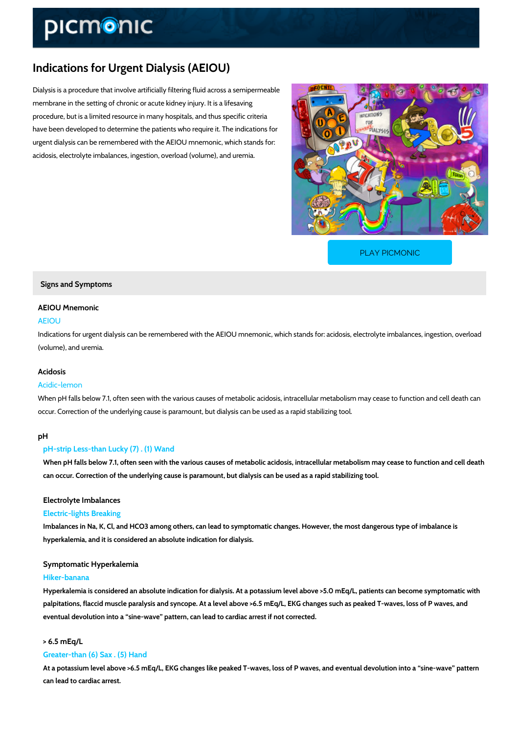# Indications for Urgent Dialysis (AEIOU)

Dialysis is a procedure that involve artificially filtering fluid across a semipermeable membrane in the setting of chronic or acute kidney injury. It is a lifesaving procedure, but is a limited resource in many hospitals, and thus specific criteria have been developed to determine the patients who require it. The indications for urgent dialysis can be remembered with the AEIOU mnemonic, which stands for: acidosis, electrolyte imbalances, ingestion, overload (volume), and uremia.

PLAY PICMONIC

## Signs and Symptoms

### AEIOU Mnemonic

AEIOU

Indications for urgent dialysis can be remembered with the AEIOU mnemonic, which stands for: acidosis, electrolyte imbalances, ingestion, overload (volume), and uremia.

### Acidosis

Acidic-lemon

When pH falls below 7.1, often seen with the various causes of metabolic acidosis, intracellular metabolism may cease to function and cell death can occur. Correction of the underlying cause is paramount, but dialysis can be used as a rapid stabilizing tool.

#### pH

pH-strip Less-than Lucky (7) . (1) Wand

**When pH falls below 7.1, often seen with the various causes of metabolic acidosis, intracellular metabolism may cease to function and cell death can occur. Correction of the underlying cause is paramount, but dialysis can be used as a rapid stabilizing tool.**

### Electrolyte Imbalances

Electric-lights Breaking

**Imbalances in Na, K, Cl, and HCO3 among others, can lead to symptomatic changes. However, the most dangerous type of imbalance is hyperkalemia, and it is considered an absolute indication for dialysis.**

#### Symptomatic Hyperkalemia

Hiker-banana

**Hyperkalemia is considered an absolute indication for dialysis. At a potassium level above >5.0 mEq/L, patients can become symptomatic with palpitations, flaccid muscle paralysis and syncope. At a level above >6.5 mEq/L, EKG changes such as peaked T-waves, loss of P waves, and eventual devolution into a "sine-wave" pattern, can lead to cardiac arrest if not corrected.**

#### > 6.5 mEq/L

Greater-than (6) Sax . (5) Hand

**At a potassium level above >6.5 mEq/L, EKG changes like peaked T-waves, loss of P waves, and eventual devolution into a "sine-wave" pattern can lead to cardiac arrest.**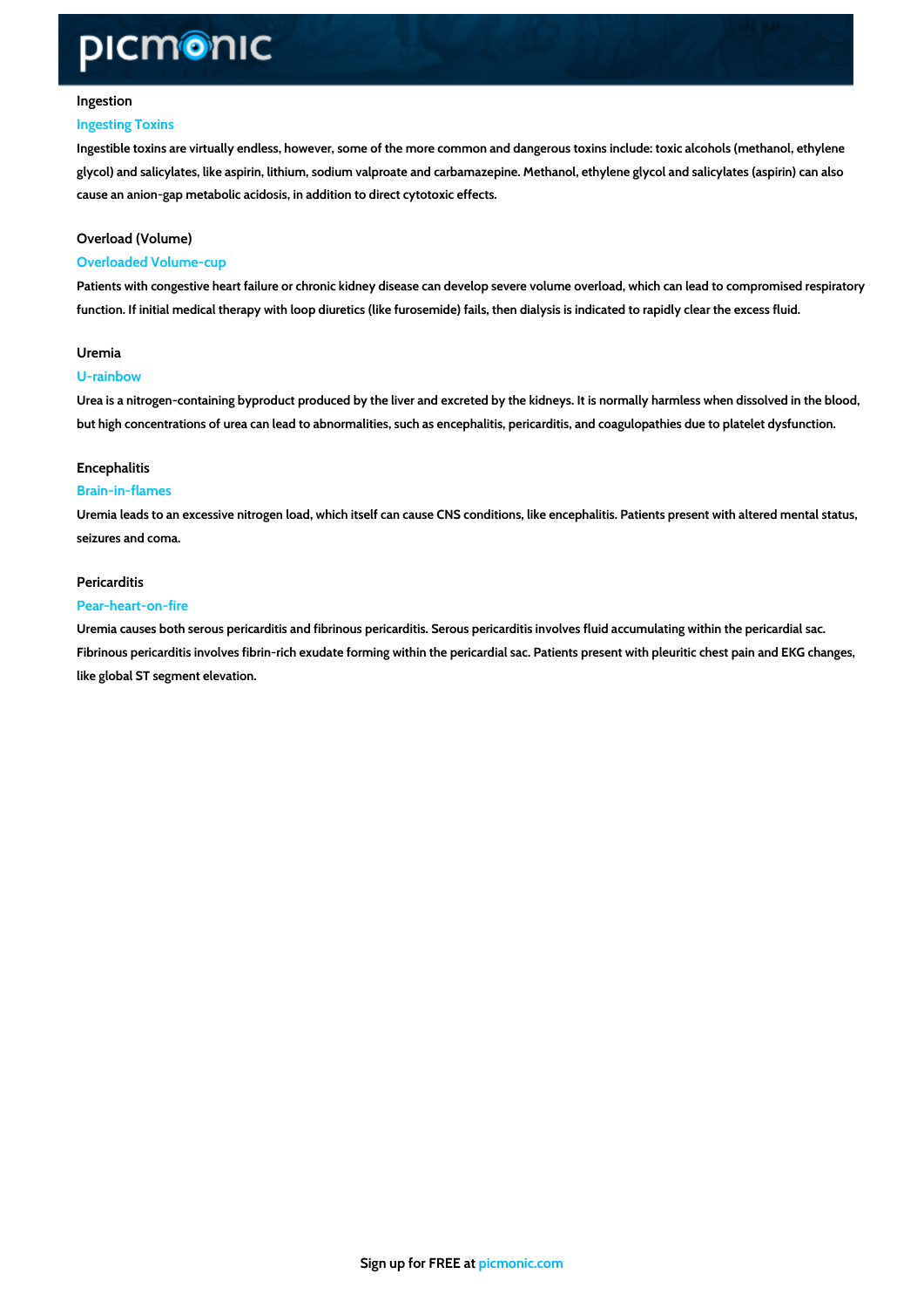Ingestion

Ingesting Toxins

Ingestible toxins are virtually endless, however, some of the more common and dangerous toxins include: toxic alcohols (methanol, ethylene glycol) and salicylates, like aspirin, lithium, sodium valproate and carbamazepine. Methanol, ethylene glycol and salicylates (aspirin) can also cause an anion-gap metabolic acidosis, in addition to direct cytotoxic effects.

Overload (Volume)

Overloaded Volume-cup

Patients with congestive heart failure or chronic kidney disease can develop severe volume overload, which can lead to compromised respiratory function. If initial medical therapy with loop diuretics (like furosemide) fails, then dialysis is indicated to rapidly clear the excess fluid.

Uremia

U-rainbow

Urea is a nitrogen-containing byproduct produced by the liver and excreted by the kidneys. It is normally harmless when dissolved in the blood, but high concentrations of urea can lead to abnormalities, such as encephalitis, pericarditis, and coagulopathies due to platelet dysfunction.

Encephalitis

Brain-in-flames

Uremia leads to an excessive nitrogen load, which itself can cause CNS conditions, like encephalitis. Patients present with altered mental status, seizures and coma.

Pericarditis

Pear-heart-on-fire

Uremia causes both serous pericarditis and fibrinous pericarditis. Serous pericarditis involves fluid accumulating within the pericardial sac. Fibrinous pericarditis involves fibrin-rich exudate forming within the pericardial sac. Patients present with pleuritic chest pain and EKG changes, like global ST segment elevation.